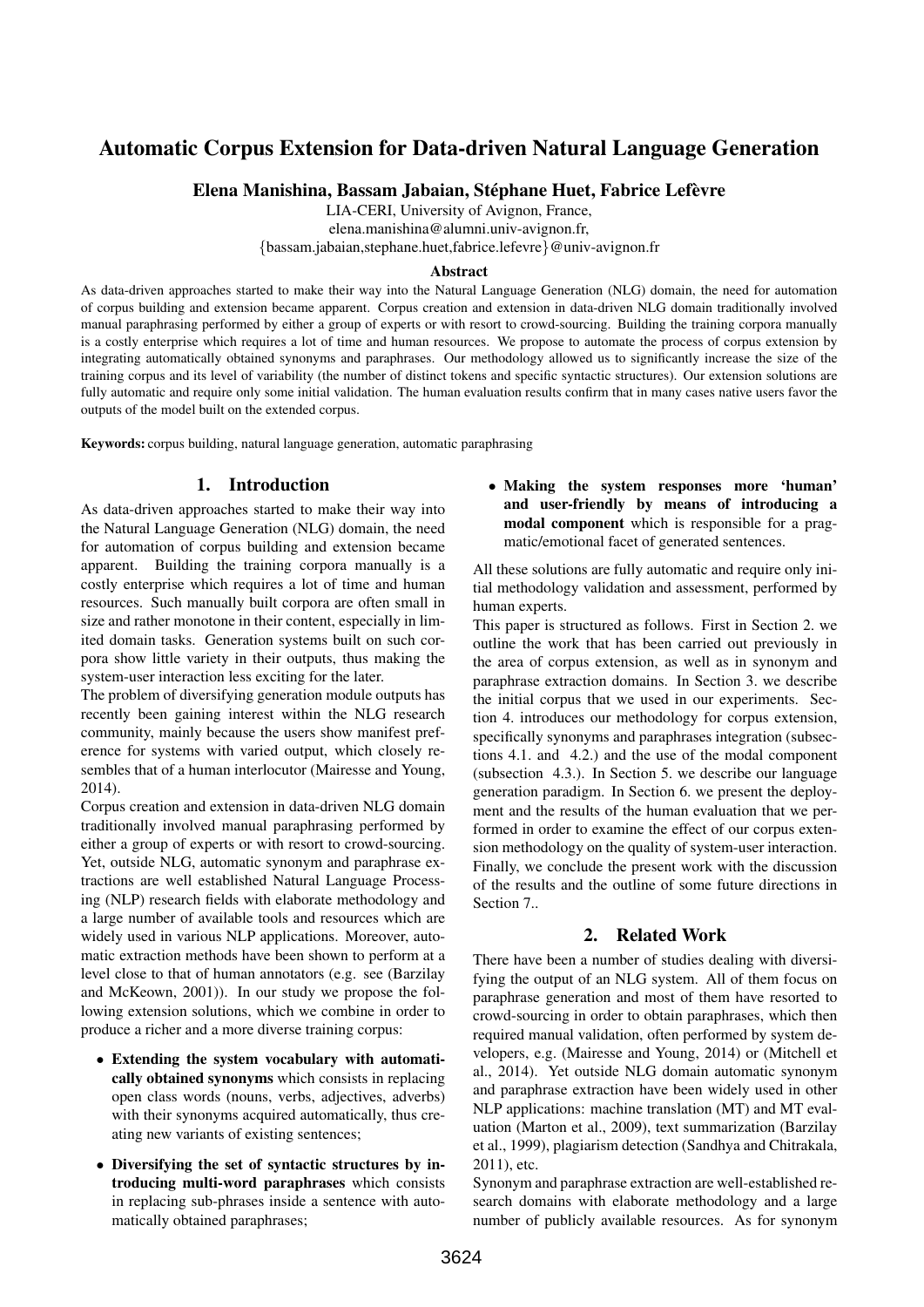# Automatic Corpus Extension for Data-driven Natural Language Generation

**Elena Manishina, Bassam Jabaian, Stéphane Huet, Fabrice Lefèvre**

LIA-CERI, University of Avignon, France,
elena.manishina@alumni.univ-avignon.fr,
{bassam.jabaian,stephane.huet,fabrice.lefevre}@univ-avignon.fr

### Abstract

As data-driven approaches started to make their way into the Natural Language Generation (NLG) domain, the need for automation of corpus building and extension became apparent. Corpus creation and extension in data-driven NLG domain traditionally involved manual paraphrasing performed by either a group of experts or with resort to crowd-sourcing. Building the training corpora manually is a costly enterprise which requires a lot of time and human resources. We propose to automate the process of corpus extension by integrating automatically obtained synonyms and paraphrases. Our methodology allowed us to significantly increase the size of the training corpus and its level of variability (the number of distinct tokens and specific syntactic structures). Our extension solutions are fully automatic and require only some initial validation. The human evaluation results confirm that in many cases native users favor the outputs of the model built on the extended corpus.

**Keywords:** corpus building, natural language generation, automatic paraphrasing

## 1. Introduction

As data-driven approaches started to make their way into the Natural Language Generation (NLG) domain, the need for automation of corpus building and extension became apparent. Building the training corpora manually is a costly enterprise which requires a lot of time and human resources. Such manually built corpora are often small in size and rather monotone in their content, especially in limited domain tasks. Generation systems built on such corpora show little variety in their outputs, thus making the system-user interaction less exciting for the later.

The problem of diversifying generation module outputs has recently been gaining interest within the NLG research community, mainly because the users show manifest preference for systems with varied output, which closely resembles that of a human interlocutor (Mairesse and Young, 2014).

Corpus creation and extension in data-driven NLG domain traditionally involved manual paraphrasing performed by either a group of experts or with resort to crowd-sourcing. Yet, outside NLG, automatic synonym and paraphrase extractions are well established Natural Language Processing (NLP) research fields with elaborate methodology and a large number of available tools and resources which are widely used in various NLP applications. Moreover, automatic extraction methods have been shown to perform at a level close to that of human annotators (e.g. see (Barzilay and McKeown, 2001)). In our study we propose the following extension solutions, which we combine in order to produce a richer and a more diverse training corpus:

- **Extending the system vocabulary with automatically obtained synonyms** which consists in replacing open class words (nouns, verbs, adjectives, adverbs) with their synonyms acquired automatically, thus creating new variants of existing sentences;
- **Diversifying the set of syntactic structures by introducing multi-word paraphrases** which consists in replacing sub-phrases inside a sentence with automatically obtained paraphrases;
- **Making the system responses more 'human' and user-friendly by means of introducing a modal component** which is responsible for a pragmatic/emotional facet of generated sentences.

All these solutions are fully automatic and require only initial methodology validation and assessment, performed by human experts.

This paper is structured as follows. First in Section 2. we outline the work that has been carried out previously in the area of corpus extension, as well as in synonym and paraphrase extraction domains. In Section 3. we describe the initial corpus that we used in our experiments. Section 4. introduces our methodology for corpus extension, specifically synonyms and paraphrases integration (subsections 4.1. and 4.2.) and the use of the modal component (subsection 4.3.). In Section 5. we describe our language generation paradigm. In Section 6. we present the deployment and the results of the human evaluation that we performed in order to examine the effect of our corpus extension methodology on the quality of system-user interaction. Finally, we conclude the present work with the discussion of the results and the outline of some future directions in Section 7..

## 2. Related Work

There have been a number of studies dealing with diversifying the output of an NLG system. All of them focus on paraphrase generation and most of them have resorted to crowd-sourcing in order to obtain paraphrases, which then required manual validation, often performed by system developers, e.g. (Mairesse and Young, 2014) or (Mitchell et al., 2014). Yet outside NLG domain automatic synonym and paraphrase extraction have been widely used in other NLP applications: machine translation (MT) and MT evaluation (Marton et al., 2009), text summarization (Barzilay et al., 1999), plagiarism detection (Sandhya and Chitrakala, 2011), etc.

Synonym and paraphrase extraction are well-established research domains with elaborate methodology and a large number of publicly available resources. As for synonym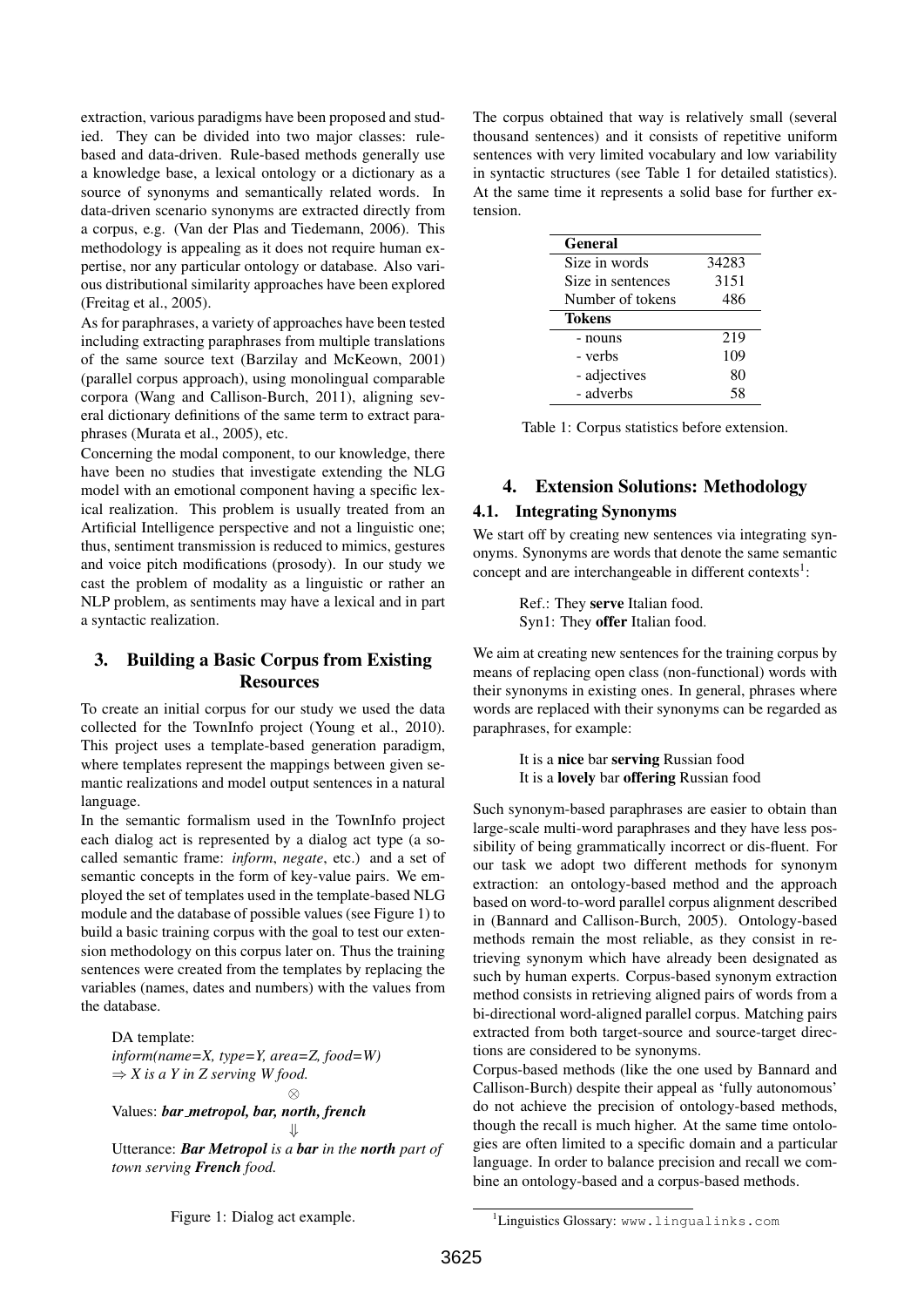extraction, various paradigms have been proposed and studied. They can be divided into two major classes: rule-based and data-driven. Rule-based methods generally use a knowledge base, a lexical ontology or a dictionary as a source of synonyms and semantically related words. In data-driven scenario synonyms are extracted directly from a corpus, e.g. (Van der Plas and Tiedemann, 2006). This methodology is appealing as it does not require human expertise, nor any particular ontology or database. Also various distributional similarity approaches have been explored (Freitag et al., 2005).

As for paraphrases, a variety of approaches have been tested including extracting paraphrases from multiple translations of the same source text (Barzilay and McKeown, 2001) (parallel corpus approach), using monolingual comparable corpora (Wang and Callison-Burch, 2011), aligning several dictionary definitions of the same term to extract paraphrases (Murata et al., 2005), etc.

Concerning the modal component, to our knowledge, there have been no studies that investigate extending the NLG model with an emotional component having a specific lexical realization. This problem is usually treated from an Artificial Intelligence perspective and not a linguistic one; thus, sentiment transmission is reduced to mimics, gestures and voice pitch modifications (prosody). In our study we cast the problem of modality as a linguistic or rather an NLP problem, as sentiments may have a lexical and in part a syntactic realization.

## 3. Building a Basic Corpus from Existing Resources

To create an initial corpus for our study we used the data collected for the TownInfo project (Young et al., 2010). This project uses a template-based generation paradigm, where templates represent the mappings between given semantic realizations and model output sentences in a natural language.

In the semantic formalism used in the TownInfo project each dialog act is represented by a dialog act type (a so-called semantic frame: *inform*, *negate*, etc.) and a set of semantic concepts in the form of key-value pairs. We employed the set of templates used in the template-based NLG module and the database of possible values (see Figure 1) to build a basic training corpus with the goal to test our extension methodology on this corpus later on. Thus the training sentences were created from the templates by replacing the variables (names, dates and numbers) with the values from the database.

DA template:
*inform(name=X, type=Y, area=Z, food=W)*
*⇒ X is a Y in Z serving W food.*

⊗

Values: ***bar_metropol, bar, north, french***

⇓

Utterance: ***Bar Metropol** is a **bar** in the **north** part of town serving **French** food.*

Figure 1: Dialog act example.

The corpus obtained that way is relatively small (several thousand sentences) and it consists of repetitive uniform sentences with very limited vocabulary and low variability in syntactic structures (see Table 1 for detailed statistics). At the same time it represents a solid base for further extension.

| **General** | |
|---|---|
| Size in words | 34283 |
| Size in sentences | 3151 |
| Number of tokens | 486 |
| **Tokens** | |
| - nouns | 219 |
| - verbs | 109 |
| - adjectives | 80 |
| - adverbs | 58 |

Table 1: Corpus statistics before extension.

## 4. Extension Solutions: Methodology

### 4.1. Integrating Synonyms

We start off by creating new sentences via integrating synonyms. Synonyms are words that denote the same semantic concept and are interchangeable in different contexts[1]:

Ref.: They **serve** Italian food.
Syn1: They **offer** Italian food.

We aim at creating new sentences for the training corpus by means of replacing open class (non-functional) words with their synonyms in existing ones. In general, phrases where words are replaced with their synonyms can be regarded as paraphrases, for example:

It is a **nice** bar **serving** Russian food
It is a **lovely** bar **offering** Russian food

Such synonym-based paraphrases are easier to obtain than large-scale multi-word paraphrases and they have less possibility of being grammatically incorrect or dis-fluent. For our task we adopt two different methods for synonym extraction: an ontology-based method and the approach based on word-to-word parallel corpus alignment described in (Bannard and Callison-Burch, 2005). Ontology-based methods remain the most reliable, as they consist in retrieving synonym which have already been designated as such by human experts. Corpus-based synonym extraction method consists in retrieving aligned pairs of words from a bi-directional word-aligned parallel corpus. Matching pairs extracted from both target-source and source-target directions are considered to be synonyms.

Corpus-based methods (like the one used by Bannard and Callison-Burch) despite their appeal as 'fully autonomous' do not achieve the precision of ontology-based methods, though the recall is much higher. At the same time ontologies are often limited to a specific domain and a particular language. In order to balance precision and recall we combine an ontology-based and a corpus-based methods.

[1] Linguistics Glossary: www.lingualinks.com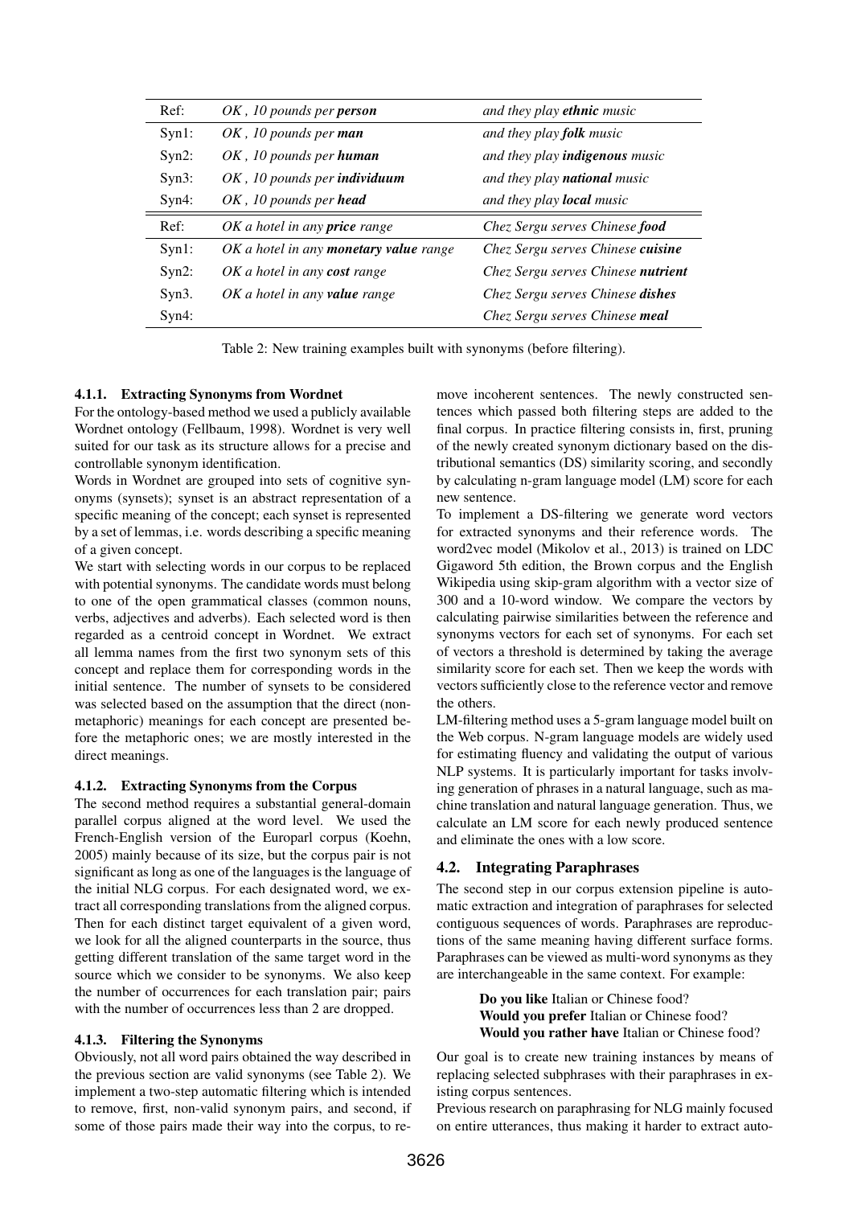| Ref: | *OK , 10 pounds per **person*** | *and they play **ethnic** music* |
|---|---|---|
| Syn1: | *OK , 10 pounds per **man*** | *and they play **folk** music* |
| Syn2: | *OK , 10 pounds per **human*** | *and they play **indigenous** music* |
| Syn3: | *OK , 10 pounds per **individuum*** | *and they play **national** music* |
| Syn4: | *OK , 10 pounds per **head*** | *and they play **local** music* |
| Ref: | *OK a hotel in any **price** range* | *Chez Sergu serves Chinese **food*** |
| Syn1: | *OK a hotel in any **monetary value** range* | *Chez Sergu serves Chinese **cuisine*** |
| Syn2: | *OK a hotel in any **cost** range* | *Chez Sergu serves Chinese **nutrient*** |
| Syn3. | *OK a hotel in any **value** range* | *Chez Sergu serves Chinese **dishes*** |
| Syn4: | | *Chez Sergu serves Chinese **meal*** |

Table 2: New training examples built with synonyms (before filtering).

#### 4.1.1. Extracting Synonyms from Wordnet

For the ontology-based method we used a publicly available Wordnet ontology (Fellbaum, 1998). Wordnet is very well suited for our task as its structure allows for a precise and controllable synonym identification.

Words in Wordnet are grouped into sets of cognitive synonyms (synsets); synset is an abstract representation of a specific meaning of the concept; each synset is represented by a set of lemmas, i.e. words describing a specific meaning of a given concept.

We start with selecting words in our corpus to be replaced with potential synonyms. The candidate words must belong to one of the open grammatical classes (common nouns, verbs, adjectives and adverbs). Each selected word is then regarded as a centroid concept in Wordnet. We extract all lemma names from the first two synonym sets of this concept and replace them for corresponding words in the initial sentence. The number of synsets to be considered was selected based on the assumption that the direct (non-metaphoric) meanings for each concept are presented before the metaphoric ones; we are mostly interested in the direct meanings.

#### 4.1.2. Extracting Synonyms from the Corpus

The second method requires a substantial general-domain parallel corpus aligned at the word level. We used the French-English version of the Europarl corpus (Koehn, 2005) mainly because of its size, but the corpus pair is not significant as long as one of the languages is the language of the initial NLG corpus. For each designated word, we extract all corresponding translations from the aligned corpus. Then for each distinct target equivalent of a given word, we look for all the aligned counterparts in the source, thus getting different translation of the same target word in the source which we consider to be synonyms. We also keep the number of occurrences for each translation pair; pairs with the number of occurrences less than 2 are dropped.

#### 4.1.3. Filtering the Synonyms

Obviously, not all word pairs obtained the way described in the previous section are valid synonyms (see Table 2). We implement a two-step automatic filtering which is intended to remove, first, non-valid synonym pairs, and second, if some of those pairs made their way into the corpus, to remove incoherent sentences. The newly constructed sentences which passed both filtering steps are added to the final corpus. In practice filtering consists in, first, pruning of the newly created synonym dictionary based on the distributional semantics (DS) similarity scoring, and secondly by calculating n-gram language model (LM) score for each new sentence.

To implement a DS-filtering we generate word vectors for extracted synonyms and their reference words. The word2vec model (Mikolov et al., 2013) is trained on LDC Gigaword 5th edition, the Brown corpus and the English Wikipedia using skip-gram algorithm with a vector size of 300 and a 10-word window. We compare the vectors by calculating pairwise similarities between the reference and synonyms vectors for each set of synonyms. For each set of vectors a threshold is determined by taking the average similarity score for each set. Then we keep the words with vectors sufficiently close to the reference vector and remove the others.

LM-filtering method uses a 5-gram language model built on the Web corpus. N-gram language models are widely used for estimating fluency and validating the output of various NLP systems. It is particularly important for tasks involving generation of phrases in a natural language, such as machine translation and natural language generation. Thus, we calculate an LM score for each newly produced sentence and eliminate the ones with a low score.

### 4.2. Integrating Paraphrases

The second step in our corpus extension pipeline is automatic extraction and integration of paraphrases for selected contiguous sequences of words. Paraphrases are reproductions of the same meaning having different surface forms. Paraphrases can be viewed as multi-word synonyms as they are interchangeable in the same context. For example:

> **Do you like** Italian or Chinese food?
> **Would you prefer** Italian or Chinese food?
> **Would you rather have** Italian or Chinese food?

Our goal is to create new training instances by means of replacing selected subphrases with their paraphrases in existing corpus sentences.

Previous research on paraphrasing for NLG mainly focused on entire utterances, thus making it harder to extract auto-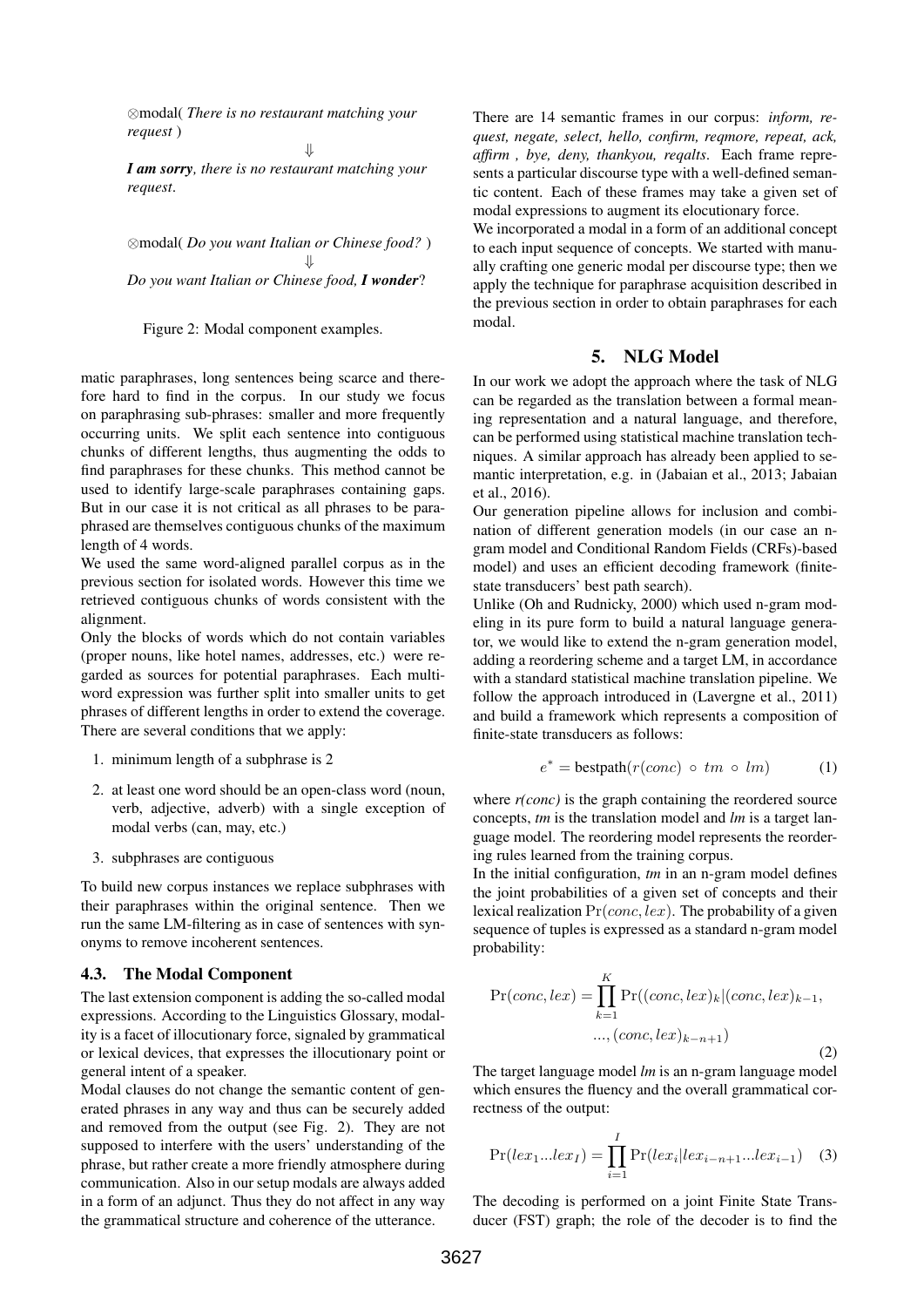⊗modal( *There is no restaurant matching your request* )

⇓

***I am sorry****, there is no restaurant matching your request*.

⊗modal( *Do you want Italian or Chinese food?* )

⇓

*Do you want Italian or Chinese food,* ***I wonder****?*

Figure 2: Modal component examples.

matic paraphrases, long sentences being scarce and therefore hard to find in the corpus. In our study we focus on paraphrasing sub-phrases: smaller and more frequently occurring units. We split each sentence into contiguous chunks of different lengths, thus augmenting the odds to find paraphrases for these chunks. This method cannot be used to identify large-scale paraphrases containing gaps. But in our case it is not critical as all phrases to be paraphrased are themselves contiguous chunks of the maximum length of 4 words.

We used the same word-aligned parallel corpus as in the previous section for isolated words. However this time we retrieved contiguous chunks of words consistent with the alignment.

Only the blocks of words which do not contain variables (proper nouns, like hotel names, addresses, etc.) were regarded as sources for potential paraphrases. Each multi-word expression was further split into smaller units to get phrases of different lengths in order to extend the coverage. There are several conditions that we apply:

1. minimum length of a subphrase is 2
2. at least one word should be an open-class word (noun, verb, adjective, adverb) with a single exception of modal verbs (can, may, etc.)
3. subphrases are contiguous

To build new corpus instances we replace subphrases with their paraphrases within the original sentence. Then we run the same LM-filtering as in case of sentences with synonyms to remove incoherent sentences.

### 4.3. The Modal Component

The last extension component is adding the so-called modal expressions. According to the Linguistics Glossary, modality is a facet of illocutionary force, signaled by grammatical or lexical devices, that expresses the illocutionary point or general intent of a speaker.

Modal clauses do not change the semantic content of generated phrases in any way and thus can be securely added and removed from the output (see Fig. 2). They are not supposed to interfere with the users' understanding of the phrase, but rather create a more friendly atmosphere during communication. Also in our setup modals are always added in a form of an adjunct. Thus they do not affect in any way the grammatical structure and coherence of the utterance.

There are 14 semantic frames in our corpus: *inform, request, negate, select, hello, confirm, reqmore, repeat, ack, affirm , bye, deny, thankyou, reqalts*. Each frame represents a particular discourse type with a well-defined semantic content. Each of these frames may take a given set of modal expressions to augment its elocutionary force.

We incorporated a modal in a form of an additional concept to each input sequence of concepts. We started with manually crafting one generic modal per discourse type; then we apply the technique for paraphrase acquisition described in the previous section in order to obtain paraphrases for each modal.

## 5. NLG Model

In our work we adopt the approach where the task of NLG can be regarded as the translation between a formal meaning representation and a natural language, and therefore, can be performed using statistical machine translation techniques. A similar approach has already been applied to semantic interpretation, e.g. in (Jabaian et al., 2013; Jabaian et al., 2016).

Our generation pipeline allows for inclusion and combination of different generation models (in our case an n-gram model and Conditional Random Fields (CRFs)-based model) and uses an efficient decoding framework (finite-state transducers' best path search).

Unlike (Oh and Rudnicky, 2000) which used n-gram modeling in its pure form to build a natural language generator, we would like to extend the n-gram generation model, adding a reordering scheme and a target LM, in accordance with a standard statistical machine translation pipeline. We follow the approach introduced in (Lavergne et al., 2011) and build a framework which represents a composition of finite-state transducers as follows:

$$e^* = \text{bestpath}(r(conc) \circ tm \circ lm) \tag{1}$$

where *r(conc)* is the graph containing the reordered source concepts, *tm* is the translation model and *lm* is a target language model. The reordering model represents the reordering rules learned from the training corpus.

In the initial configuration, *tm* in an n-gram model defines the joint probabilities of a given set of concepts and their lexical realization $\Pr(conc, lex)$. The probability of a given sequence of tuples is expressed as a standard n-gram model probability:

$$\Pr(conc, lex) = \prod_{k=1}^{K} \Pr((conc, lex)_k | (conc, lex)_{k-1}, \\ ..., (conc, lex)_{k-n+1}) \tag{2}$$

The target language model *lm* is an n-gram language model which ensures the fluency and the overall grammatical correctness of the output:

$$\Pr(lex_1...lex_I) = \prod_{i=1}^{I} \Pr(lex_i | lex_{i-n+1}...lex_{i-1}) \tag{3}$$

The decoding is performed on a joint Finite State Transducer (FST) graph; the role of the decoder is to find the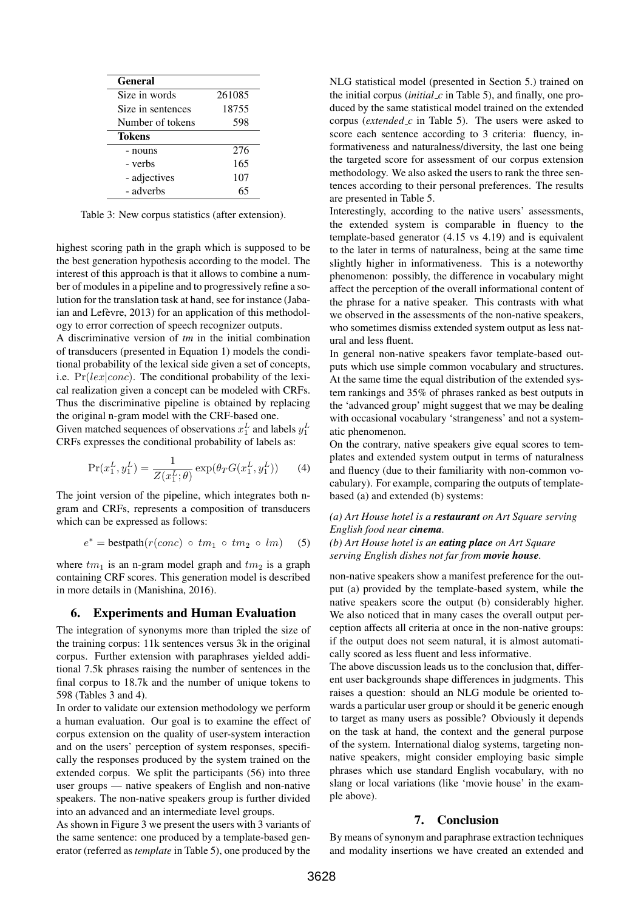| General | |
|---|---|
| Size in words | 261085 |
| Size in sentences | 18755 |
| Number of tokens | 598 |
| **Tokens** | |
| - nouns | 276 |
| - verbs | 165 |
| - adjectives | 107 |
| - adverbs | 65 |

Table 3: New corpus statistics (after extension).

highest scoring path in the graph which is supposed to be the best generation hypothesis according to the model. The interest of this approach is that it allows to combine a number of modules in a pipeline and to progressively refine a solution for the translation task at hand, see for instance (Jabaian and Lefèvre, 2013) for an application of this methodology to error correction of speech recognizer outputs.

A discriminative version of *tm* in the initial combination of transducers (presented in Equation 1) models the conditional probability of the lexical side given a set of concepts, i.e. $\Pr(lex|conc)$. The conditional probability of the lexical realization given a concept can be modeled with CRFs. Thus the discriminative pipeline is obtained by replacing the original n-gram model with the CRF-based one.

Given matched sequences of observations $x_1^L$ and labels $y_1^L$ CRFs expresses the conditional probability of labels as:

$$\Pr(x_1^L, y_1^L) = \frac{1}{Z(x_1^L; \theta)} \exp(\theta_T G(x_1^L, y_1^L)) \quad (4)$$

The joint version of the pipeline, which integrates both n-gram and CRFs, represents a composition of transducers which can be expressed as follows:

$$e^* = \text{bestpath}(r(conc) \circ tm_1 \circ tm_2 \circ lm) \quad (5)$$

where $tm_1$ is an n-gram model graph and $tm_2$ is a graph containing CRF scores. This generation model is described in more details in (Manishina, 2016).

## 6. Experiments and Human Evaluation

The integration of synonyms more than tripled the size of the training corpus: 11k sentences versus 3k in the original corpus. Further extension with paraphrases yielded additional 7.5k phrases raising the number of sentences in the final corpus to 18.7k and the number of unique tokens to 598 (Tables 3 and 4).

In order to validate our extension methodology we perform a human evaluation. Our goal is to examine the effect of corpus extension on the quality of user-system interaction and on the users' perception of system responses, specifically the responses produced by the system trained on the extended corpus. We split the participants (56) into three user groups — native speakers of English and non-native speakers. The non-native speakers group is further divided into an advanced and an intermediate level groups.

As shown in Figure 3 we present the users with 3 variants of the same sentence: one produced by a template-based generator (referred as *template* in Table 5), one produced by the NLG statistical model (presented in Section 5.) trained on the initial corpus (*initial_c* in Table 5), and finally, one produced by the same statistical model trained on the extended corpus (*extended_c* in Table 5). The users were asked to score each sentence according to 3 criteria: fluency, informativeness and naturalness/diversity, the last one being the targeted score for assessment of our corpus extension methodology. We also asked the users to rank the three sentences according to their personal preferences. The results are presented in Table 5.

Interestingly, according to the native users' assessments, the extended system is comparable in fluency to the template-based generator (4.15 vs 4.19) and is equivalent to the later in terms of naturalness, being at the same time slightly higher in informativeness. This is a noteworthy phenomenon: possibly, the difference in vocabulary might affect the perception of the overall informational content of the phrase for a native speaker. This contrasts with what we observed in the assessments of the non-native speakers, who sometimes dismiss extended system output as less natural and less fluent.

In general non-native speakers favor template-based outputs which use simple common vocabulary and structures. At the same time the equal distribution of the extended system rankings and 35% of phrases ranked as best outputs in the 'advanced group' might suggest that we may be dealing with occasional vocabulary 'strangeness' and not a systematic phenomenon.

On the contrary, native speakers give equal scores to templates and extended system output in terms of naturalness and fluency (due to their familiarity with non-common vocabulary). For example, comparing the outputs of template-based (a) and extended (b) systems:

*(a) Art House hotel is a* ***restaurant*** *on Art Square serving English food near* ***cinema****.*
*(b) Art House hotel is an* ***eating place*** *on Art Square serving English dishes not far from* ***movie house****.*

non-native speakers show a manifest preference for the output (a) provided by the template-based system, while the native speakers score the output (b) considerably higher. We also noticed that in many cases the overall output perception affects all criteria at once in the non-native groups: if the output does not seem natural, it is almost automatically scored as less fluent and less informative.

The above discussion leads us to the conclusion that, different user backgrounds shape differences in judgments. This raises a question: should an NLG module be oriented towards a particular user group or should it be generic enough to target as many users as possible? Obviously it depends on the task at hand, the context and the general purpose of the system. International dialog systems, targeting non-native speakers, might consider employing basic simple phrases which use standard English vocabulary, with no slang or local variations (like 'movie house' in the example above).

## 7. Conclusion

By means of synonym and paraphrase extraction techniques and modality insertions we have created an extended and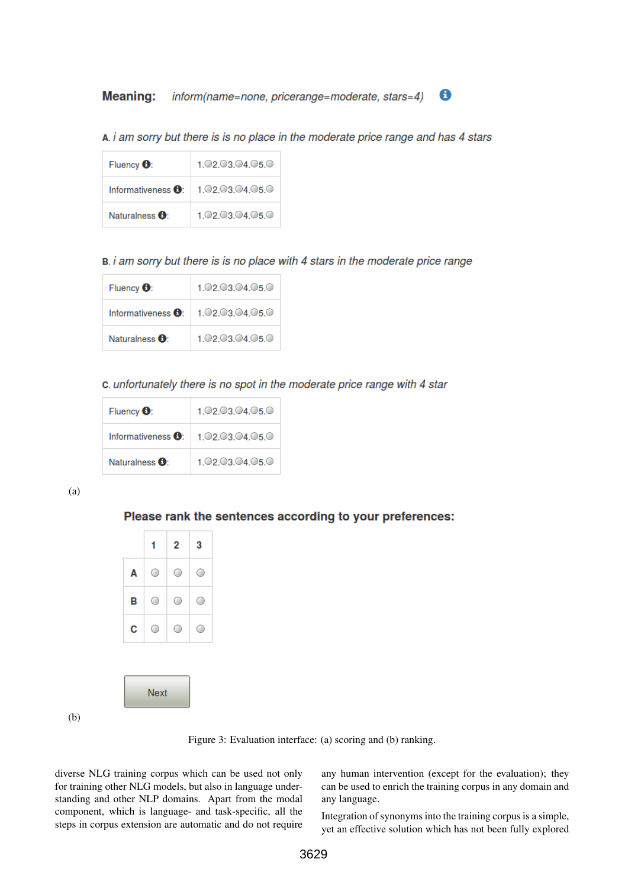**Meaning:** *inform(name=none, pricerange=moderate, stars=4)*

**A.** *i am sorry but there is is no place in the moderate price range and has 4 stars*

| | |
|---|---|
| Fluency: | 1. 2. 3. 4. 5. |
| Informativeness: | 1. 2. 3. 4. 5. |
| Naturalness: | 1. 2. 3. 4. 5. |

**B.** *i am sorry but there is is no place with 4 stars in the moderate price range*

| | |
|---|---|
| Fluency: | 1. 2. 3. 4. 5. |
| Informativeness: | 1. 2. 3. 4. 5. |
| Naturalness: | 1. 2. 3. 4. 5. |

**C.** *unfortunately there is no spot in the moderate price range with 4 star*

| | |
|---|---|
| Fluency: | 1. 2. 3. 4. 5. |
| Informativeness: | 1. 2. 3. 4. 5. |
| Naturalness: | 1. 2. 3. 4. 5. |

(a)

**Please rank the sentences according to your preferences:**

| | 1 | 2 | 3 |
|---|---|---|---|
| A | | | |
| B | | | |
| C | | | |

Next

(b)

Figure 3: Evaluation interface: (a) scoring and (b) ranking.

diverse NLG training corpus which can be used not only for training other NLG models, but also in language understanding and other NLP domains. Apart from the modal component, which is language- and task-specific, all the steps in corpus extension are automatic and do not require any human intervention (except for the evaluation); they can be used to enrich the training corpus in any domain and any language.

Integration of synonyms into the training corpus is a simple, yet an effective solution which has not been fully explored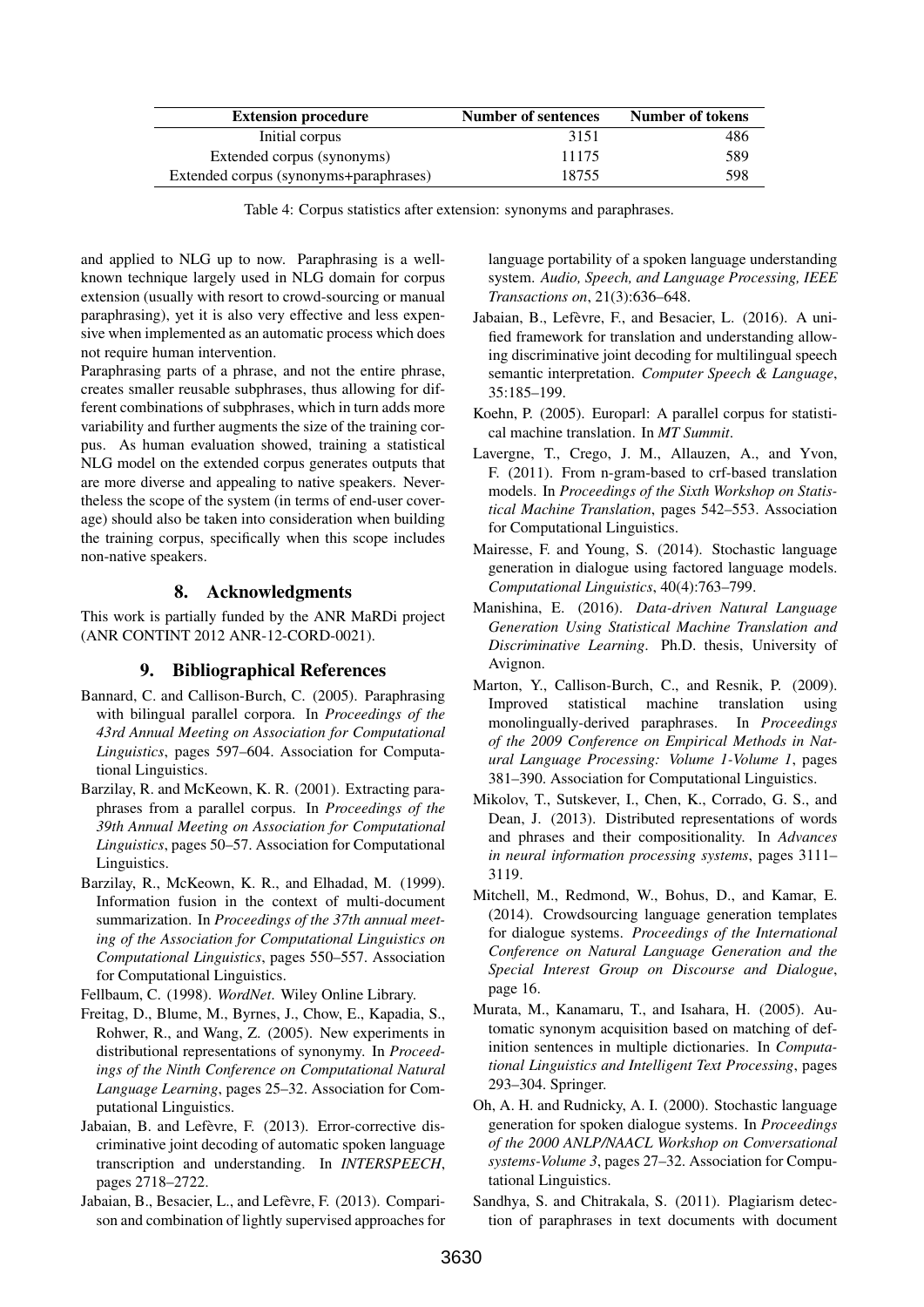| Extension procedure | Number of sentences | Number of tokens |
|---|---|---|
| Initial corpus | 3151 | 486 |
| Extended corpus (synonyms) | 11175 | 589 |
| Extended corpus (synonyms+paraphrases) | 18755 | 598 |

Table 4: Corpus statistics after extension: synonyms and paraphrases.

and applied to NLG up to now. Paraphrasing is a well-known technique largely used in NLG domain for corpus extension (usually with resort to crowd-sourcing or manual paraphrasing), yet it is also very effective and less expensive when implemented as an automatic process which does not require human intervention.

Paraphrasing parts of a phrase, and not the entire phrase, creates smaller reusable subphrases, thus allowing for different combinations of subphrases, which in turn adds more variability and further augments the size of the training corpus. As human evaluation showed, training a statistical NLG model on the extended corpus generates outputs that are more diverse and appealing to native speakers. Nevertheless the scope of the system (in terms of end-user coverage) should also be taken into consideration when building the training corpus, specifically when this scope includes non-native speakers.

## 8. Acknowledgments

This work is partially funded by the ANR MaRDi project (ANR CONTINT 2012 ANR-12-CORD-0021).

## 9. Bibliographical References

Bannard, C. and Callison-Burch, C. (2005). Paraphrasing with bilingual parallel corpora. In *Proceedings of the 43rd Annual Meeting on Association for Computational Linguistics*, pages 597–604. Association for Computational Linguistics.

Barzilay, R. and McKeown, K. R. (2001). Extracting paraphrases from a parallel corpus. In *Proceedings of the 39th Annual Meeting on Association for Computational Linguistics*, pages 50–57. Association for Computational Linguistics.

Barzilay, R., McKeown, K. R., and Elhadad, M. (1999). Information fusion in the context of multi-document summarization. In *Proceedings of the 37th annual meeting of the Association for Computational Linguistics on Computational Linguistics*, pages 550–557. Association for Computational Linguistics.

Fellbaum, C. (1998). *WordNet*. Wiley Online Library.

Freitag, D., Blume, M., Byrnes, J., Chow, E., Kapadia, S., Rohwer, R., and Wang, Z. (2005). New experiments in distributional representations of synonymy. In *Proceedings of the Ninth Conference on Computational Natural Language Learning*, pages 25–32. Association for Computational Linguistics.

Jabaian, B. and Lefèvre, F. (2013). Error-corrective discriminative joint decoding of automatic spoken language transcription and understanding. In *INTERSPEECH*, pages 2718–2722.

Jabaian, B., Besacier, L., and Lefèvre, F. (2013). Comparison and combination of lightly supervised approaches for language portability of a spoken language understanding system. *Audio, Speech, and Language Processing, IEEE Transactions on*, 21(3):636–648.

Jabaian, B., Lefèvre, F., and Besacier, L. (2016). A unified framework for translation and understanding allowing discriminative joint decoding for multilingual speech semantic interpretation. *Computer Speech & Language*, 35:185–199.

Koehn, P. (2005). Europarl: A parallel corpus for statistical machine translation. In *MT Summit*.

Lavergne, T., Crego, J. M., Allauzen, A., and Yvon, F. (2011). From n-gram-based to crf-based translation models. In *Proceedings of the Sixth Workshop on Statistical Machine Translation*, pages 542–553. Association for Computational Linguistics.

Mairesse, F. and Young, S. (2014). Stochastic language generation in dialogue using factored language models. *Computational Linguistics*, 40(4):763–799.

Manishina, E. (2016). *Data-driven Natural Language Generation Using Statistical Machine Translation and Discriminative Learning*. Ph.D. thesis, University of Avignon.

Marton, Y., Callison-Burch, C., and Resnik, P. (2009). Improved statistical machine translation using monolingually-derived paraphrases. In *Proceedings of the 2009 Conference on Empirical Methods in Natural Language Processing: Volume 1-Volume 1*, pages 381–390. Association for Computational Linguistics.

Mikolov, T., Sutskever, I., Chen, K., Corrado, G. S., and Dean, J. (2013). Distributed representations of words and phrases and their compositionality. In *Advances in neural information processing systems*, pages 3111–3119.

Mitchell, M., Redmond, W., Bohus, D., and Kamar, E. (2014). Crowdsourcing language generation templates for dialogue systems. *Proceedings of the International Conference on Natural Language Generation and the Special Interest Group on Discourse and Dialogue*, page 16.

Murata, M., Kanamaru, T., and Isahara, H. (2005). Automatic synonym acquisition based on matching of definition sentences in multiple dictionaries. In *Computational Linguistics and Intelligent Text Processing*, pages 293–304. Springer.

Oh, A. H. and Rudnicky, A. I. (2000). Stochastic language generation for spoken dialogue systems. In *Proceedings of the 2000 ANLP/NAACL Workshop on Conversational systems-Volume 3*, pages 27–32. Association for Computational Linguistics.

Sandhya, S. and Chitrakala, S. (2011). Plagiarism detection of paraphrases in text documents with document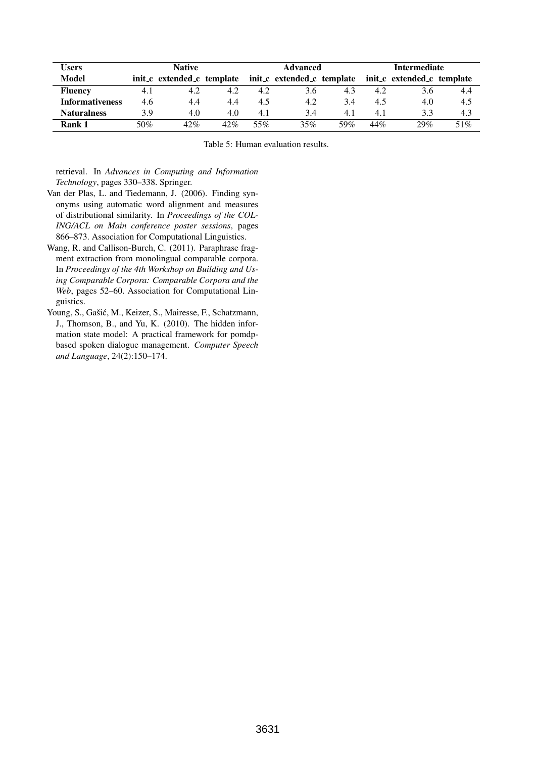| Users | Native | | | Advanced | | | Intermediate | | |
|---|---|---|---|---|---|---|---|---|---|
| **Model** | **init_c** | **extended_c** | **template** | **init_c** | **extended_c** | **template** | **init_c** | **extended_c** | **template** |
| **Fluency** | 4.1 | 4.2 | 4.2 | 4.2 | 3.6 | 4.3 | 4.2 | 3.6 | 4.4 |
| **Informativeness** | 4.6 | 4.4 | 4.4 | 4.5 | 4.2 | 3.4 | 4.5 | 4.0 | 4.5 |
| **Naturalness** | 3.9 | 4.0 | 4.0 | 4.1 | 3.4 | 4.1 | 4.1 | 3.3 | 4.3 |
| **Rank 1** | 50% | 42% | 42% | 55% | 35% | 59% | 44% | 29% | 51% |

Table 5: Human evaluation results.

retrieval. In *Advances in Computing and Information Technology*, pages 330–338. Springer.

Van der Plas, L. and Tiedemann, J. (2006). Finding synonyms using automatic word alignment and measures of distributional similarity. In *Proceedings of the COLING/ACL on Main conference poster sessions*, pages 866–873. Association for Computational Linguistics.

Wang, R. and Callison-Burch, C. (2011). Paraphrase fragment extraction from monolingual comparable corpora. In *Proceedings of the 4th Workshop on Building and Using Comparable Corpora: Comparable Corpora and the Web*, pages 52–60. Association for Computational Linguistics.

Young, S., Gašić, M., Keizer, S., Mairesse, F., Schatzmann, J., Thomson, B., and Yu, K. (2010). The hidden information state model: A practical framework for pomdp-based spoken dialogue management. *Computer Speech and Language*, 24(2):150–174.